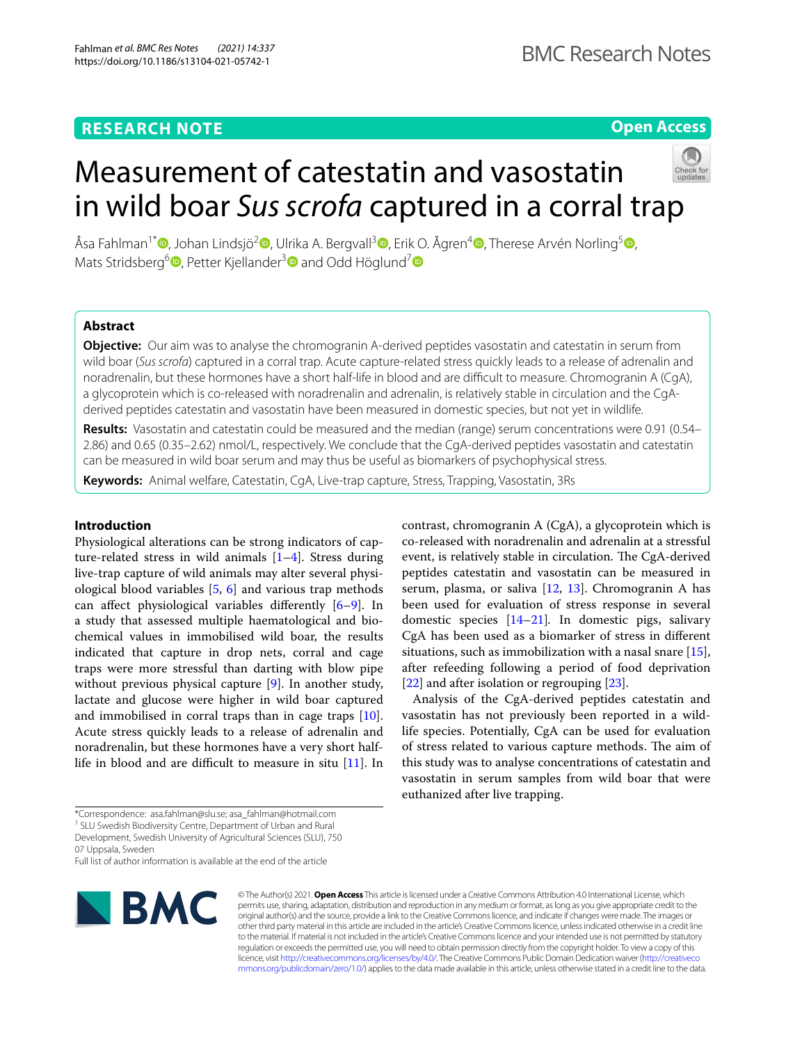RESEARCH NOTE

Open Access

# Measurement of catestatin and vasostatin in wild boar *Sus scrofa* captured in a corral trap

Åsa Fahlman[1*], Johan Lindsjö[2], Ulrika A. Bergvall[3], Erik O. Ågren[4], Therese Arvén Norling[5], Mats Stridsberg[6], Petter Kjellander[3] and Odd Höglund[7]

## Abstract

**Objective:** Our aim was to analyse the chromogranin A-derived peptides vasostatin and catestatin in serum from wild boar (*Sus scrofa*) captured in a corral trap. Acute capture-related stress quickly leads to a release of adrenalin and noradrenalin, but these hormones have a short half-life in blood and are difficult to measure. Chromogranin A (CgA), a glycoprotein which is co-released with noradrenalin and adrenalin, is relatively stable in circulation and the CgA-derived peptides catestatin and vasostatin have been measured in domestic species, but not yet in wildlife.

**Results:** Vasostatin and catestatin could be measured and the median (range) serum concentrations were 0.91 (0.54–2.86) and 0.65 (0.35–2.62) nmol/L, respectively. We conclude that the CgA-derived peptides vasostatin and catestatin can be measured in wild boar serum and may thus be useful as biomarkers of psychophysical stress.

**Keywords:** Animal welfare, Catestatin, CgA, Live-trap capture, Stress, Trapping, Vasostatin, 3Rs

## Introduction

Physiological alterations can be strong indicators of capture-related stress in wild animals [1–4]. Stress during live-trap capture of wild animals may alter several physiological blood variables [5, 6] and various trap methods can affect physiological variables differently [6–9]. In a study that assessed multiple haematological and biochemical values in immobilised wild boar, the results indicated that capture in drop nets, corral and cage traps were more stressful than darting with blow pipe without previous physical capture [9]. In another study, lactate and glucose were higher in wild boar captured and immobilised in corral traps than in cage traps [10]. Acute stress quickly leads to a release of adrenalin and noradrenalin, but these hormones have a very short half-life in blood and are difficult to measure in situ [11]. In contrast, chromogranin A (CgA), a glycoprotein which is co-released with noradrenalin and adrenalin at a stressful event, is relatively stable in circulation. The CgA-derived peptides catestatin and vasostatin can be measured in serum, plasma, or saliva [12, 13]. Chromogranin A has been used for evaluation of stress response in several domestic species [14–21]. In domestic pigs, salivary CgA has been used as a biomarker of stress in different situations, such as immobilization with a nasal snare [15], after refeeding following a period of food deprivation [22] and after isolation or regrouping [23].

Analysis of the CgA-derived peptides catestatin and vasostatin has not previously been reported in a wildlife species. Potentially, CgA can be used for evaluation of stress related to various capture methods. The aim of this study was to analyse concentrations of catestatin and vasostatin in serum samples from wild boar that were euthanized after live trapping.

*Correspondence: asa.fahlman@slu.se; asa_fahlman@hotmail.com
[1] SLU Swedish Biodiversity Centre, Department of Urban and Rural Development, Swedish University of Agricultural Sciences (SLU), 750 07 Uppsala, Sweden
Full list of author information is available at the end of the article

© The Author(s) 2021. **Open Access** This article is licensed under a Creative Commons Attribution 4.0 International License, which permits use, sharing, adaptation, distribution and reproduction in any medium or format, as long as you give appropriate credit to the original author(s) and the source, provide a link to the Creative Commons licence, and indicate if changes were made. The images or other third party material in this article are included in the article's Creative Commons licence, unless indicated otherwise in a credit line to the material. If material is not included in the article's Creative Commons licence and your intended use is not permitted by statutory regulation or exceeds the permitted use, you will need to obtain permission directly from the copyright holder. To view a copy of this licence, visit http://creativecommons.org/licenses/by/4.0/. The Creative Commons Public Domain Dedication waiver (http://creativecommons.org/publicdomain/zero/1.0/) applies to the data made available in this article, unless otherwise stated in a credit line to the data.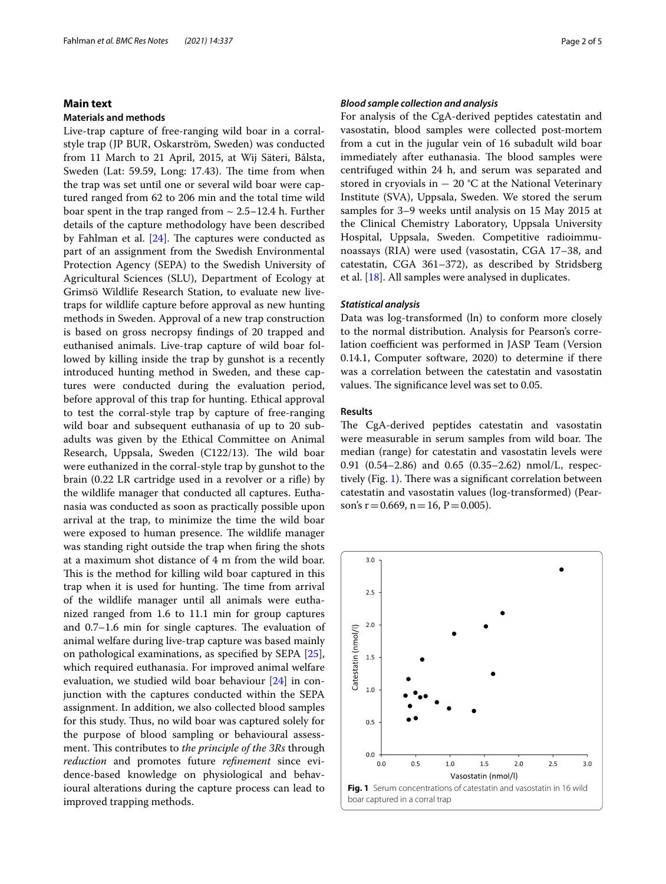## Main text

### Materials and methods

Live-trap capture of free-ranging wild boar in a corral-style trap (JP BUR, Oskarström, Sweden) was conducted from 11 March to 21 April, 2015, at Wij Säteri, Bålsta, Sweden (Lat: 59.59, Long: 17.43). The time from when the trap was set until one or several wild boar were captured ranged from 62 to 206 min and the total time wild boar spent in the trap ranged from ~ 2.5–12.4 h. Further details of the capture methodology have been described by Fahlman et al. [24]. The captures were conducted as part of an assignment from the Swedish Environmental Protection Agency (SEPA) to the Swedish University of Agricultural Sciences (SLU), Department of Ecology at Grimsö Wildlife Research Station, to evaluate new live-traps for wildlife capture before approval as new hunting methods in Sweden. Approval of a new trap construction is based on gross necropsy findings of 20 trapped and euthanised animals. Live-trap capture of wild boar followed by killing inside the trap by gunshot is a recently introduced hunting method in Sweden, and these captures were conducted during the evaluation period, before approval of this trap for hunting. Ethical approval to test the corral-style trap by capture of free-ranging wild boar and subsequent euthanasia of up to 20 subadults was given by the Ethical Committee on Animal Research, Uppsala, Sweden (C122/13). The wild boar were euthanized in the corral-style trap by gunshot to the brain (0.22 LR cartridge used in a revolver or a rifle) by the wildlife manager that conducted all captures. Euthanasia was conducted as soon as practically possible upon arrival at the trap, to minimize the time the wild boar were exposed to human presence. The wildlife manager was standing right outside the trap when firing the shots at a maximum shot distance of 4 m from the wild boar. This is the method for killing wild boar captured in this trap when it is used for hunting. The time from arrival of the wildlife manager until all animals were euthanized ranged from 1.6 to 11.1 min for group captures and 0.7–1.6 min for single captures. The evaluation of animal welfare during live-trap capture was based mainly on pathological examinations, as specified by SEPA [25], which required euthanasia. For improved animal welfare evaluation, we studied wild boar behaviour [24] in conjunction with the captures conducted within the SEPA assignment. In addition, we also collected blood samples for this study. Thus, no wild boar was captured solely for the purpose of blood sampling or behavioural assessment. This contributes to *the principle of the 3Rs* through *reduction* and promotes future *refinement* since evidence-based knowledge on physiological and behavioural alterations during the capture process can lead to improved trapping methods.

#### *Blood sample collection and analysis*

For analysis of the CgA-derived peptides catestatin and vasostatin, blood samples were collected post-mortem from a cut in the jugular vein of 16 subadult wild boar immediately after euthanasia. The blood samples were centrifuged within 24 h, and serum was separated and stored in cryovials in − 20 °C at the National Veterinary Institute (SVA), Uppsala, Sweden. We stored the serum samples for 3–9 weeks until analysis on 15 May 2015 at the Clinical Chemistry Laboratory, Uppsala University Hospital, Uppsala, Sweden. Competitive radioimmunoassays (RIA) were used (vasostatin, CGA 17–38, and catestatin, CGA 361–372), as described by Stridsberg et al. [18]. All samples were analysed in duplicates.

#### *Statistical analysis*

Data was log-transformed (ln) to conform more closely to the normal distribution. Analysis for Pearson's correlation coefficient was performed in JASP Team (Version 0.14.1, Computer software, 2020) to determine if there was a correlation between the catestatin and vasostatin values. The significance level was set to 0.05.

### Results

The CgA-derived peptides catestatin and vasostatin were measurable in serum samples from wild boar. The median (range) for catestatin and vasostatin levels were 0.91 (0.54–2.86) and 0.65 (0.35–2.62) nmol/L, respectively (Fig. 1). There was a significant correlation between catestatin and vasostatin values (log-transformed) (Pearson's $r = 0.669$, $n = 16$, $P = 0.005$).

**Fig. 1** Serum concentrations of catestatin and vasostatin in 16 wild boar captured in a corral trap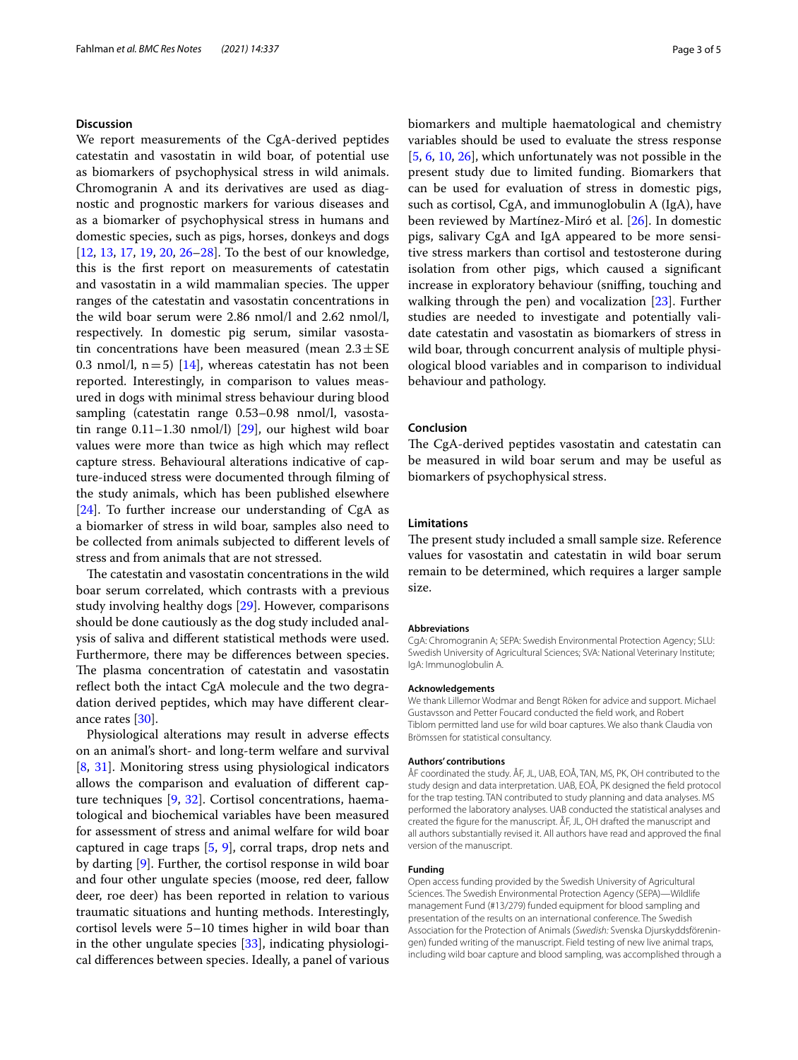## Discussion

We report measurements of the CgA-derived peptides catestatin and vasostatin in wild boar, of potential use as biomarkers of psychophysical stress in wild animals. Chromogranin A and its derivatives are used as diagnostic and prognostic markers for various diseases and as a biomarker of psychophysical stress in humans and domestic species, such as pigs, horses, donkeys and dogs [12, 13, 17, 19, 20, 26–28]. To the best of our knowledge, this is the first report on measurements of catestatin and vasostatin in a wild mammalian species. The upper ranges of the catestatin and vasostatin concentrations in the wild boar serum were 2.86 nmol/l and 2.62 nmol/l, respectively. In domestic pig serum, similar vasostatin concentrations have been measured (mean $2.3 \pm$ SE 0.3 nmol/l, $n = 5$) [14], whereas catestatin has not been reported. Interestingly, in comparison to values measured in dogs with minimal stress behaviour during blood sampling (catestatin range 0.53–0.98 nmol/l, vasostatin range 0.11–1.30 nmol/l) [29], our highest wild boar values were more than twice as high which may reflect capture stress. Behavioural alterations indicative of capture-induced stress were documented through filming of the study animals, which has been published elsewhere [24]. To further increase our understanding of CgA as a biomarker of stress in wild boar, samples also need to be collected from animals subjected to different levels of stress and from animals that are not stressed.

The catestatin and vasostatin concentrations in the wild boar serum correlated, which contrasts with a previous study involving healthy dogs [29]. However, comparisons should be done cautiously as the dog study included analysis of saliva and different statistical methods were used. Furthermore, there may be differences between species. The plasma concentration of catestatin and vasostatin reflect both the intact CgA molecule and the two degradation derived peptides, which may have different clearance rates [30].

Physiological alterations may result in adverse effects on an animal's short- and long-term welfare and survival [8, 31]. Monitoring stress using physiological indicators allows the comparison and evaluation of different capture techniques [9, 32]. Cortisol concentrations, haematological and biochemical variables have been measured for assessment of stress and animal welfare for wild boar captured in cage traps [5, 9], corral traps, drop nets and by darting [9]. Further, the cortisol response in wild boar and four other ungulate species (moose, red deer, fallow deer, roe deer) has been reported in relation to various traumatic situations and hunting methods. Interestingly, cortisol levels were 5–10 times higher in wild boar than in the other ungulate species [33], indicating physiological differences between species. Ideally, a panel of various biomarkers and multiple haematological and chemistry variables should be used to evaluate the stress response [5, 6, 10, 26], which unfortunately was not possible in the present study due to limited funding. Biomarkers that can be used for evaluation of stress in domestic pigs, such as cortisol, CgA, and immunoglobulin A (IgA), have been reviewed by Martínez-Miró et al. [26]. In domestic pigs, salivary CgA and IgA appeared to be more sensitive stress markers than cortisol and testosterone during isolation from other pigs, which caused a significant increase in exploratory behaviour (sniffing, touching and walking through the pen) and vocalization [23]. Further studies are needed to investigate and potentially validate catestatin and vasostatin as biomarkers of stress in wild boar, through concurrent analysis of multiple physiological blood variables and in comparison to individual behaviour and pathology.

## Conclusion

The CgA-derived peptides vasostatin and catestatin can be measured in wild boar serum and may be useful as biomarkers of psychophysical stress.

## Limitations

The present study included a small sample size. Reference values for vasostatin and catestatin in wild boar serum remain to be determined, which requires a larger sample size.

### Abbreviations

CgA: Chromogranin A; SEPA: Swedish Environmental Protection Agency; SLU: Swedish University of Agricultural Sciences; SVA: National Veterinary Institute; IgA: Immunoglobulin A.

### Acknowledgements

We thank Lillemor Wodmar and Bengt Röken for advice and support. Michael Gustavsson and Petter Foucard conducted the field work, and Robert Tiblom permitted land use for wild boar captures. We also thank Claudia von Brömssen for statistical consultancy.

### Authors' contributions

ÅF, JL, UAB, EOÅ, TAN, MS, PK, OH contributed to the study design and data interpretation. UAB, EOÅ, PK designed the field protocol for the trap testing. TAN contributed to study planning and data analyses. MS performed the laboratory analyses. UAB conducted the statistical analyses and created the figure for the manuscript. ÅF, JL, OH drafted the manuscript and all authors substantially revised it. All authors have read and approved the final version of the manuscript.

### Funding

Open access funding provided by the Swedish University of Agricultural Sciences. The Swedish Environmental Protection Agency (SEPA)—Wildlife management Fund (#13/279) funded equipment for blood sampling and presentation of the results on an international conference. The Swedish Association for the Protection of Animals (*Swedish:* Svenska Djurskyddsföreningen) funded writing of the manuscript. Field testing of new live animal traps, including wild boar capture and blood sampling, was accomplished through a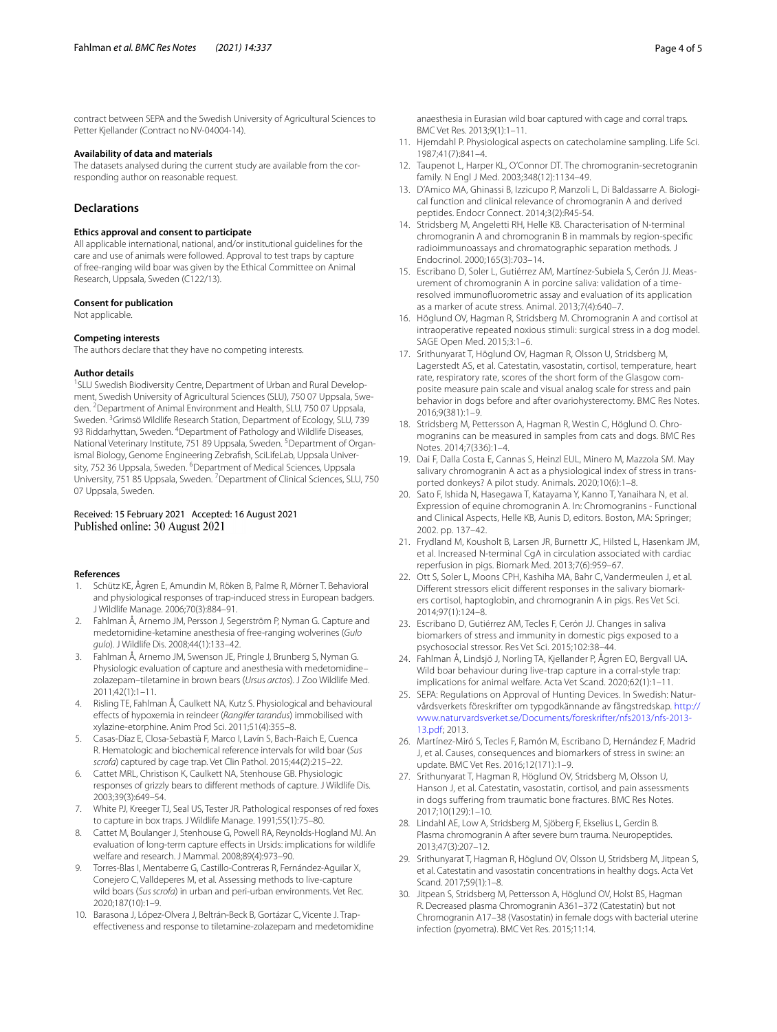contract between SEPA and the Swedish University of Agricultural Sciences to Petter Kjellander (Contract no NV-04004-14).

#### Availability of data and materials

The datasets analysed during the current study are available from the corresponding author on reasonable request.

## Declarations

#### Ethics approval and consent to participate

All applicable international, national, and/or institutional guidelines for the care and use of animals were followed. Approval to test traps by capture of free-ranging wild boar was given by the Ethical Committee on Animal Research, Uppsala, Sweden (C122/13).

#### Consent for publication

Not applicable.

#### Competing interests

The authors declare that they have no competing interests.

#### Author details

[1]SLU Swedish Biodiversity Centre, Department of Urban and Rural Development, Swedish University of Agricultural Sciences (SLU), 750 07 Uppsala, Sweden. [2]Department of Animal Environment and Health, SLU, 750 07 Uppsala, Sweden. [3]Grimsö Wildlife Research Station, Department of Ecology, SLU, 739 93 Riddarhyttan, Sweden. [4]Department of Pathology and Wildlife Diseases, National Veterinary Institute, 751 89 Uppsala, Sweden. [5]Department of Organismal Biology, Genome Engineering Zebrafish, SciLifeLab, Uppsala University, 752 36 Uppsala, Sweden. [6]Department of Medical Sciences, Uppsala University, 751 85 Uppsala, Sweden. [7]Department of Clinical Sciences, SLU, 750 07 Uppsala, Sweden.

Received: 15 February 2021 Accepted: 16 August 2021
Published online: 30 August 2021

#### References

1. Schütz KE, Ågren E, Amundin M, Röken B, Palme R, Mörner T. Behavioral and physiological responses of trap-induced stress in European badgers. J Wildlife Manage. 2006;70(3):884–91.
2. Fahlman Å, Arnemo JM, Persson J, Segerström P, Nyman G. Capture and medetomidine-ketamine anesthesia of free-ranging wolverines (*Gulo gulo*). J Wildlife Dis. 2008;44(1):133–42.
3. Fahlman Å, Arnemo JM, Swenson JE, Pringle J, Brunberg S, Nyman G. Physiologic evaluation of capture and anesthesia with medetomidine–zolazepam–tiletamine in brown bears (*Ursus arctos*). J Zoo Wildlife Med. 2011;42(1):1–11.
4. Risling TE, Fahlman Å, Caulkett NA, Kutz S. Physiological and behavioural effects of hypoxemia in reindeer (*Rangifer tarandus*) immobilised with xylazine-etorphine. Anim Prod Sci. 2011;51(4):355–8.
5. Casas-Díaz E, Closa-Sebastià F, Marco I, Lavín S, Bach-Raich E, Cuenca R. Hematologic and biochemical reference intervals for wild boar (*Sus scrofa*) captured by cage trap. Vet Clin Pathol. 2015;44(2):215–22.
6. Cattet MRL, Christison K, Caulkett NA, Stenhouse GB. Physiologic responses of grizzly bears to different methods of capture. J Wildlife Dis. 2003;39(3):649–54.
7. White PJ, Kreeger TJ, Seal US, Tester JR. Pathological responses of red foxes to capture in box traps. J Wildlife Manage. 1991;55(1):75–80.
8. Cattet M, Boulanger J, Stenhouse G, Powell RA, Reynolds-Hogland MJ. An evaluation of long-term capture effects in Ursids: implications for wildlife welfare and research. J Mammal. 2008;89(4):973–90.
9. Torres-Blas I, Mentaberre G, Castillo-Contreras R, Fernández-Aguilar X, Conejero C, Valldeperes M, et al. Assessing methods to live-capture wild boars (*Sus scrofa*) in urban and peri-urban environments. Vet Rec. 2020;187(10):1–9.
10. Barasona J, López-Olvera J, Beltrán-Beck B, Gortázar C, Vicente J. Trap-effectiveness and response to tiletamine-zolazepam and medetomidine anaesthesia in Eurasian wild boar captured with cage and corral traps. BMC Vet Res. 2013;9(1):1–11.
11. Hjemdahl P. Physiological aspects on catecholamine sampling. Life Sci. 1987;41(7):841–4.
12. Taupenot L, Harper KL, O'Connor DT. The chromogranin-secretogranin family. N Engl J Med. 2003;348(12):1134–49.
13. D'Amico MA, Ghinassi B, Izzicupo P, Manzoli L, Di Baldassarre A. Biological function and clinical relevance of chromogranin A and derived peptides. Endocr Connect. 2014;3(2):R45-54.
14. Stridsberg M, Angeletti RH, Helle KB. Characterisation of N-terminal chromogranin A and chromogranin B in mammals by region-specific radioimmunoassays and chromatographic separation methods. J Endocrinol. 2000;165(3):703–14.
15. Escribano D, Soler L, Gutiérrez AM, Martínez-Subiela S, Cerón JJ. Measurement of chromogranin A in porcine saliva: validation of a time-resolved immunofluorometric assay and evaluation of its application as a marker of acute stress. Animal. 2013;7(4):640–7.
16. Höglund OV, Hagman R, Stridsberg M. Chromogranin A and cortisol at intraoperative repeated noxious stimuli: surgical stress in a dog model. SAGE Open Med. 2015;3:1–6.
17. Srithunyarat T, Höglund OV, Hagman R, Olsson U, Stridsberg M, Lagerstedt AS, et al. Catestatin, vasostatin, cortisol, temperature, heart rate, respiratory rate, scores of the short form of the Glasgow composite measure pain scale and visual analog scale for stress and pain behavior in dogs before and after ovariohysterectomy. BMC Res Notes. 2016;9(381):1–9.
18. Stridsberg M, Pettersson A, Hagman R, Westin C, Höglund O. Chromogranins can be measured in samples from cats and dogs. BMC Res Notes. 2014;7(336):1–4.
19. Dai F, Dalla Costa E, Cannas S, Heinzl EUL, Minero M, Mazzola SM. May salivary chromogranin A act as a physiological index of stress in transported donkeys? A pilot study. Animals. 2020;10(6):1–8.
20. Sato F, Ishida N, Hasegawa T, Katayama Y, Kanno T, Yanaihara N, et al. Expression of equine chromogranin A. In: Chromogranins - Functional and Clinical Aspects, Helle KB, Aunis D, editors. Boston, MA: Springer; 2002. pp. 137–42.
21. Frydland M, Kousholt B, Larsen JR, Burnettr JC, Hilsted L, Hasenkam JM, et al. Increased N-terminal CgA in circulation associated with cardiac reperfusion in pigs. Biomark Med. 2013;7(6):959–67.
22. Ott S, Soler L, Moons CPH, Kashiha MA, Bahr C, Vandermeulen J, et al. Different stressors elicit different responses in the salivary biomarkers cortisol, haptoglobin, and chromogranin A in pigs. Res Vet Sci. 2014;97(1):124–8.
23. Escribano D, Gutiérrez AM, Tecles F, Cerón JJ. Changes in saliva biomarkers of stress and immunity in domestic pigs exposed to a psychosocial stressor. Res Vet Sci. 2015;102:38–44.
24. Fahlman Å, Lindsjö J, Norling TA, Kjellander P, Ågren EO, Bergvall UA. Wild boar behaviour during live-trap capture in a corral-style trap: implications for animal welfare. Acta Vet Scand. 2020;62(1):1–11.
25. SEPA: Regulations on Approval of Hunting Devices. In Swedish: Naturvårdsverkets föreskrifter om typgodkännande av fångstredskap. http://www.naturvardsverket.se/Documents/foreskrifter/nfs2013/nfs-2013-13.pdf; 2013.
26. Martínez-Miró S, Tecles F, Ramón M, Escribano D, Hernández F, Madrid J, et al. Causes, consequences and biomarkers of stress in swine: an update. BMC Vet Res. 2016;12(171):1–9.
27. Srithunyarat T, Hagman R, Höglund OV, Stridsberg M, Olsson U, Hanson J, et al. Catestatin, vasostatin, cortisol, and pain assessments in dogs suffering from traumatic bone fractures. BMC Res Notes. 2017;10(129):1–10.
28. Lindahl AE, Low A, Stridsberg M, Sjöberg F, Ekselius L, Gerdin B. Plasma chromogranin A after severe burn trauma. Neuropeptides. 2013;47(3):207–12.
29. Srithunyarat T, Hagman R, Höglund OV, Olsson U, Stridsberg M, Jitpean S, et al. Catestatin and vasostatin concentrations in healthy dogs. Acta Vet Scand. 2017;59(1):1–8.
30. Jitpean S, Stridsberg M, Pettersson A, Höglund OV, Holst BS, Hagman R. Decreased plasma Chromogranin A361–372 (Catestatin) but not Chromogranin A17–38 (Vasostatin) in female dogs with bacterial uterine infection (pyometra). BMC Vet Res. 2015;11:14.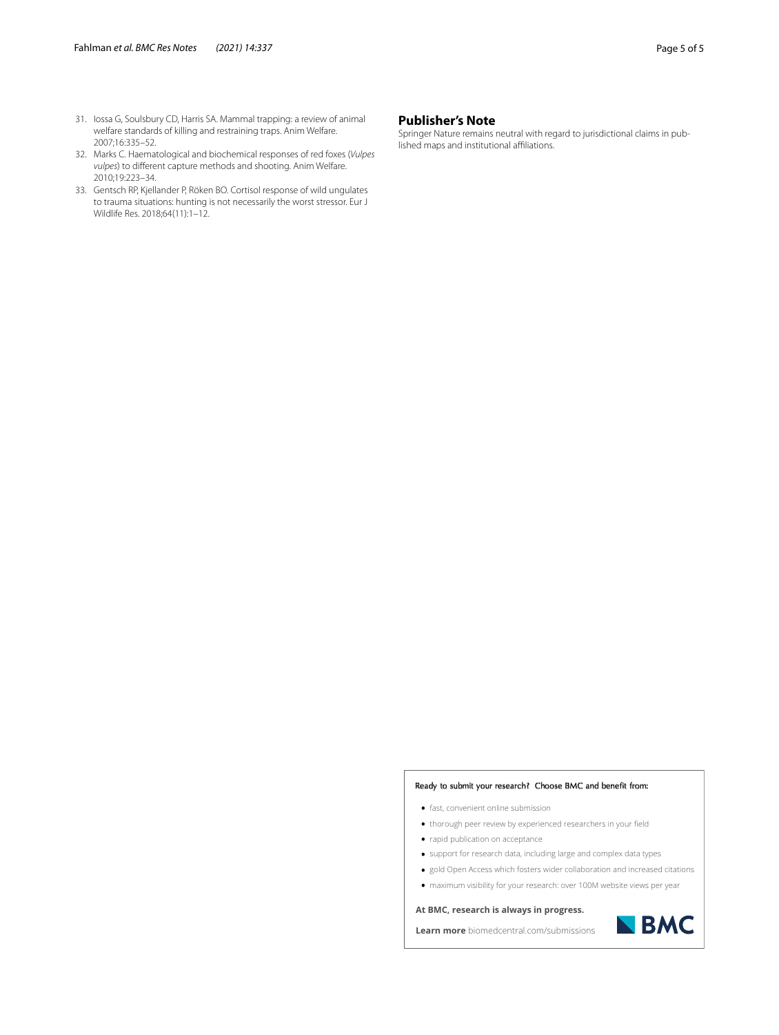31. Iossa G, Soulsbury CD, Harris SA. Mammal trapping: a review of animal welfare standards of killing and restraining traps. Anim Welfare. 2007;16:335–52.
32. Marks C. Haematological and biochemical responses of red foxes (*Vulpes vulpes*) to different capture methods and shooting. Anim Welfare. 2010;19:223–34.
33. Gentsch RP, Kjellander P, Röken BO. Cortisol response of wild ungulates to trauma situations: hunting is not necessarily the worst stressor. Eur J Wildlife Res. 2018;64(11):1–12.

## Publisher's Note

Springer Nature remains neutral with regard to jurisdictional claims in published maps and institutional affiliations.

Ready to submit your research? Choose BMC and benefit from:

- fast, convenient online submission
- thorough peer review by experienced researchers in your field
- rapid publication on acceptance
- support for research data, including large and complex data types
- gold Open Access which fosters wider collaboration and increased citations
- maximum visibility for your research: over 100M website views per year

**At BMC, research is always in progress.**

**Learn more** biomedcentral.com/submissions

BMC